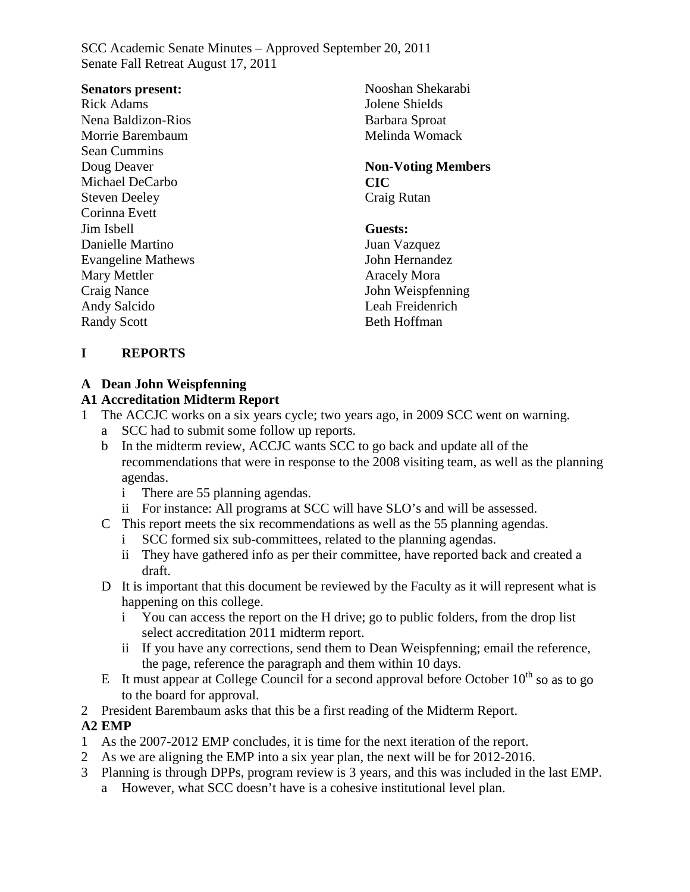SCC Academic Senate Minutes – Approved September 20, 2011
Senate Fall Retreat August 17, 2011

**Senators present:**
Rick Adams
Nena Baldizon-Rios
Morrie Barembaum
Sean Cummins
Doug Deaver
Michael DeCarbo
Steven Deeley
Corinna Evett
Jim Isbell
Danielle Martino
Evangeline Mathews
Mary Mettler
Craig Nance
Andy Salcido
Randy Scott
Nooshan Shekarabi
Jolene Shields
Barbara Sproat
Melinda Womack

**Non-Voting Members**
**CIC**
Craig Rutan

**Guests:**
Juan Vazquez
John Hernandez
Aracely Mora
John Weispfenning
Leah Freidenrich
Beth Hoffman

## I REPORTS

### A Dean John Weispfenning

### A1 Accreditation Midterm Report

1 The ACCJC works on a six years cycle; two years ago, in 2009 SCC went on warning.
   a SCC had to submit some follow up reports.
   b In the midterm review, ACCJC wants SCC to go back and update all of the recommendations that were in response to the 2008 visiting team, as well as the planning agendas.
      i There are 55 planning agendas.
      ii For instance: All programs at SCC will have SLO's and will be assessed.
   C This report meets the six recommendations as well as the 55 planning agendas.
      i SCC formed six sub-committees, related to the planning agendas.
      ii They have gathered info as per their committee, have reported back and created a draft.
   D It is important that this document be reviewed by the Faculty as it will represent what is happening on this college.
      i You can access the report on the H drive; go to public folders, from the drop list select accreditation 2011 midterm report.
      ii If you have any corrections, send them to Dean Weispfenning; email the reference, the page, reference the paragraph and them within 10 days.
   E It must appear at College Council for a second approval before October 10th so as to go to the board for approval.
2 President Barembaum asks that this be a first reading of the Midterm Report.

### A2 EMP

1 As the 2007-2012 EMP concludes, it is time for the next iteration of the report.
2 As we are aligning the EMP into a six year plan, the next will be for 2012-2016.
3 Planning is through DPPs, program review is 3 years, and this was included in the last EMP.
   a However, what SCC doesn't have is a cohesive institutional level plan.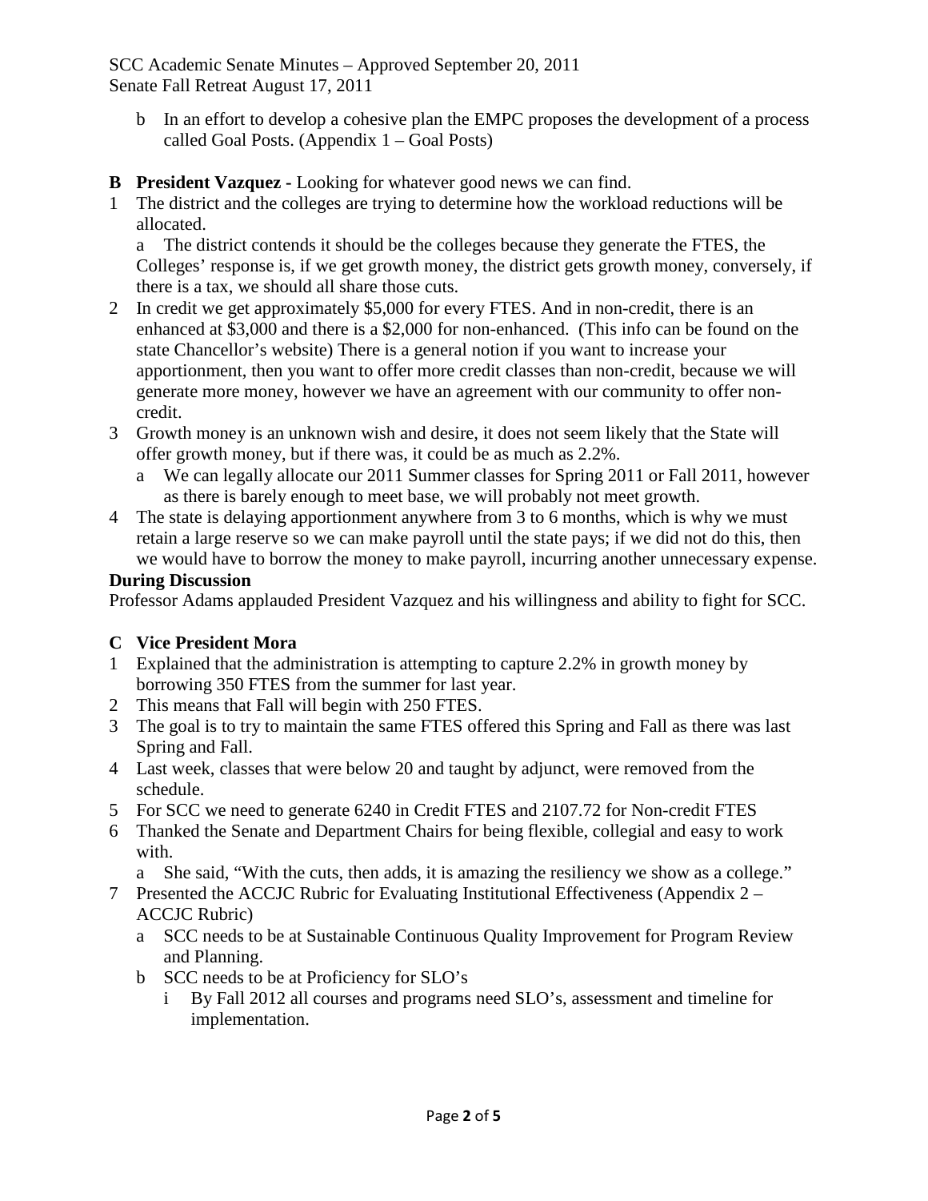b In an effort to develop a cohesive plan the EMPC proposes the development of a process called Goal Posts. (Appendix 1 – Goal Posts)

**B President Vazquez** - Looking for whatever good news we can find.

1 The district and the colleges are trying to determine how the workload reductions will be allocated.

   a The district contends it should be the colleges because they generate the FTES, the Colleges' response is, if we get growth money, the district gets growth money, conversely, if there is a tax, we should all share those cuts.

2 In credit we get approximately $5,000 for every FTES. And in non-credit, there is an enhanced at $3,000 and there is a $2,000 for non-enhanced. (This info can be found on the state Chancellor's website) There is a general notion if you want to increase your apportionment, then you want to offer more credit classes than non-credit, because we will generate more money, however we have an agreement with our community to offer non-credit.

3 Growth money is an unknown wish and desire, it does not seem likely that the State will offer growth money, but if there was, it could be as much as 2.2%.

   a We can legally allocate our 2011 Summer classes for Spring 2011 or Fall 2011, however as there is barely enough to meet base, we will probably not meet growth.

4 The state is delaying apportionment anywhere from 3 to 6 months, which is why we must retain a large reserve so we can make payroll until the state pays; if we did not do this, then we would have to borrow the money to make payroll, incurring another unnecessary expense.

**During Discussion**

Professor Adams applauded President Vazquez and his willingness and ability to fight for SCC.

**C Vice President Mora**

1 Explained that the administration is attempting to capture 2.2% in growth money by borrowing 350 FTES from the summer for last year.

2 This means that Fall will begin with 250 FTES.

3 The goal is to try to maintain the same FTES offered this Spring and Fall as there was last Spring and Fall.

4 Last week, classes that were below 20 and taught by adjunct, were removed from the schedule.

5 For SCC we need to generate 6240 in Credit FTES and 2107.72 for Non-credit FTES

6 Thanked the Senate and Department Chairs for being flexible, collegial and easy to work with.

   a She said, "With the cuts, then adds, it is amazing the resiliency we show as a college."

7 Presented the ACCJC Rubric for Evaluating Institutional Effectiveness (Appendix 2 – ACCJC Rubric)

   a SCC needs to be at Sustainable Continuous Quality Improvement for Program Review and Planning.

   b SCC needs to be at Proficiency for SLO's

      i By Fall 2012 all courses and programs need SLO's, assessment and timeline for implementation.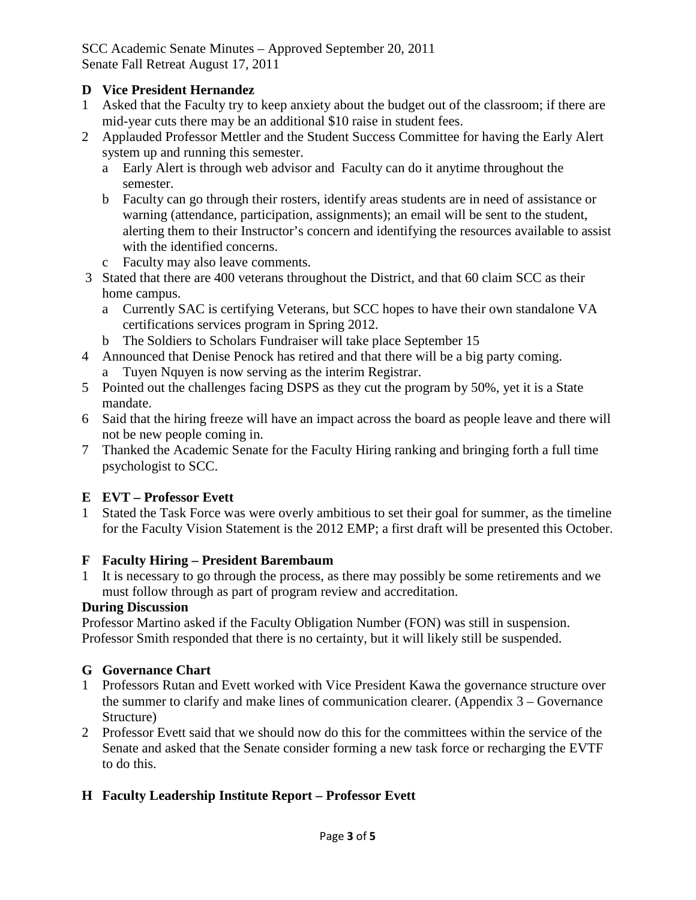## D Vice President Hernandez

1. Asked that the Faculty try to keep anxiety about the budget out of the classroom; if there are mid-year cuts there may be an additional $10 raise in student fees.
2. Applauded Professor Mettler and the Student Success Committee for having the Early Alert system up and running this semester.
   - a. Early Alert is through web advisor and Faculty can do it anytime throughout the semester.
   - b. Faculty can go through their rosters, identify areas students are in need of assistance or warning (attendance, participation, assignments); an email will be sent to the student, alerting them to their Instructor's concern and identifying the resources available to assist with the identified concerns.
   - c. Faculty may also leave comments.
3. Stated that there are 400 veterans throughout the District, and that 60 claim SCC as their home campus.
   - a. Currently SAC is certifying Veterans, but SCC hopes to have their own standalone VA certifications services program in Spring 2012.
   - b. The Soldiers to Scholars Fundraiser will take place September 15
4. Announced that Denise Penock has retired and that there will be a big party coming.
   - a. Tuyen Nquyen is now serving as the interim Registrar.
5. Pointed out the challenges facing DSPS as they cut the program by 50%, yet it is a State mandate.
6. Said that the hiring freeze will have an impact across the board as people leave and there will not be new people coming in.
7. Thanked the Academic Senate for the Faculty Hiring ranking and bringing forth a full time psychologist to SCC.

## E EVT – Professor Evett

1. Stated the Task Force was were overly ambitious to set their goal for summer, as the timeline for the Faculty Vision Statement is the 2012 EMP; a first draft will be presented this October.

## F Faculty Hiring – President Barembaum

1. It is necessary to go through the process, as there may possibly be some retirements and we must follow through as part of program review and accreditation.

**During Discussion**

Professor Martino asked if the Faculty Obligation Number (FON) was still in suspension. Professor Smith responded that there is no certainty, but it will likely still be suspended.

## G Governance Chart

1. Professors Rutan and Evett worked with Vice President Kawa the governance structure over the summer to clarify and make lines of communication clearer. (Appendix 3 – Governance Structure)
2. Professor Evett said that we should now do this for the committees within the service of the Senate and asked that the Senate consider forming a new task force or recharging the EVTF to do this.

## H Faculty Leadership Institute Report – Professor Evett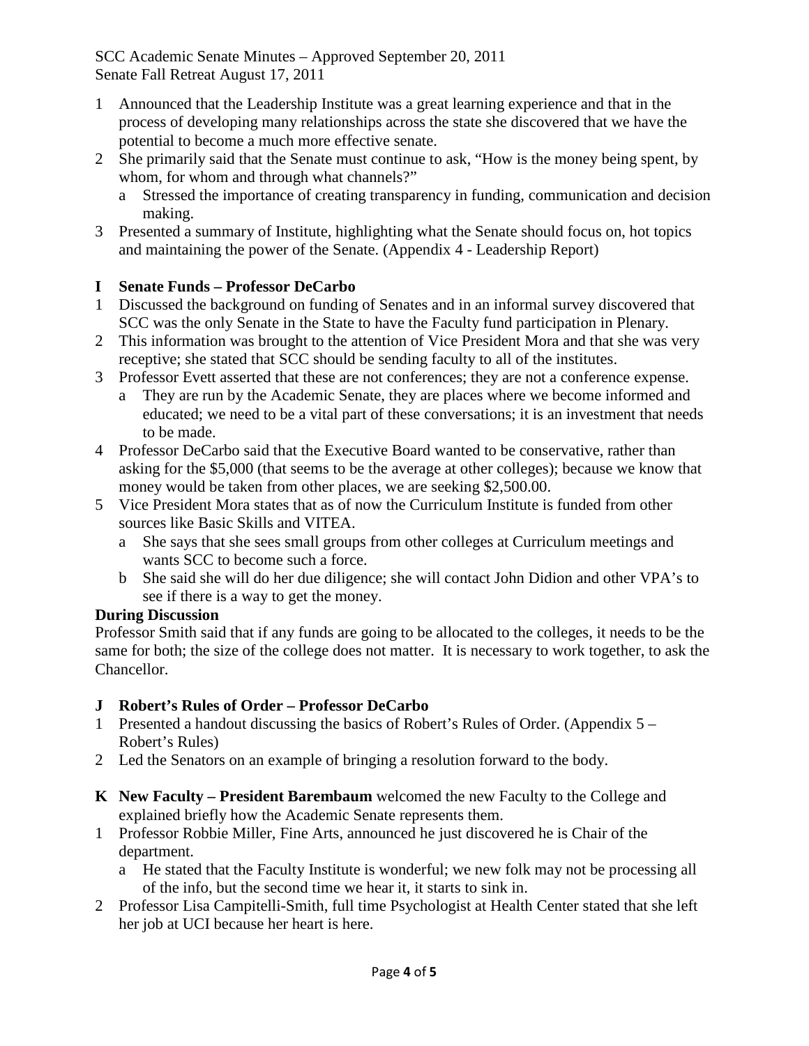1 Announced that the Leadership Institute was a great learning experience and that in the process of developing many relationships across the state she discovered that we have the potential to become a much more effective senate.
2 She primarily said that the Senate must continue to ask, "How is the money being spent, by whom, for whom and through what channels?"
   a Stressed the importance of creating transparency in funding, communication and decision making.
3 Presented a summary of Institute, highlighting what the Senate should focus on, hot topics and maintaining the power of the Senate. (Appendix 4 - Leadership Report)

**I Senate Funds – Professor DeCarbo**

1 Discussed the background on funding of Senates and in an informal survey discovered that SCC was the only Senate in the State to have the Faculty fund participation in Plenary.
2 This information was brought to the attention of Vice President Mora and that she was very receptive; she stated that SCC should be sending faculty to all of the institutes.
3 Professor Evett asserted that these are not conferences; they are not a conference expense.
   a They are run by the Academic Senate, they are places where we become informed and educated; we need to be a vital part of these conversations; it is an investment that needs to be made.
4 Professor DeCarbo said that the Executive Board wanted to be conservative, rather than asking for the $5,000 (that seems to be the average at other colleges); because we know that money would be taken from other places, we are seeking $2,500.00.
5 Vice President Mora states that as of now the Curriculum Institute is funded from other sources like Basic Skills and VITEA.
   a She says that she sees small groups from other colleges at Curriculum meetings and wants SCC to become such a force.
   b She said she will do her due diligence; she will contact John Didion and other VPA's to see if there is a way to get the money.

**During Discussion**

Professor Smith said that if any funds are going to be allocated to the colleges, it needs to be the same for both; the size of the college does not matter. It is necessary to work together, to ask the Chancellor.

**J Robert's Rules of Order – Professor DeCarbo**

1 Presented a handout discussing the basics of Robert's Rules of Order. (Appendix 5 – Robert's Rules)
2 Led the Senators on an example of bringing a resolution forward to the body.

**K New Faculty – President Barembaum** welcomed the new Faculty to the College and explained briefly how the Academic Senate represents them.

1 Professor Robbie Miller, Fine Arts, announced he just discovered he is Chair of the department.
   a He stated that the Faculty Institute is wonderful; we new folk may not be processing all of the info, but the second time we hear it, it starts to sink in.
2 Professor Lisa Campitelli-Smith, full time Psychologist at Health Center stated that she left her job at UCI because her heart is here.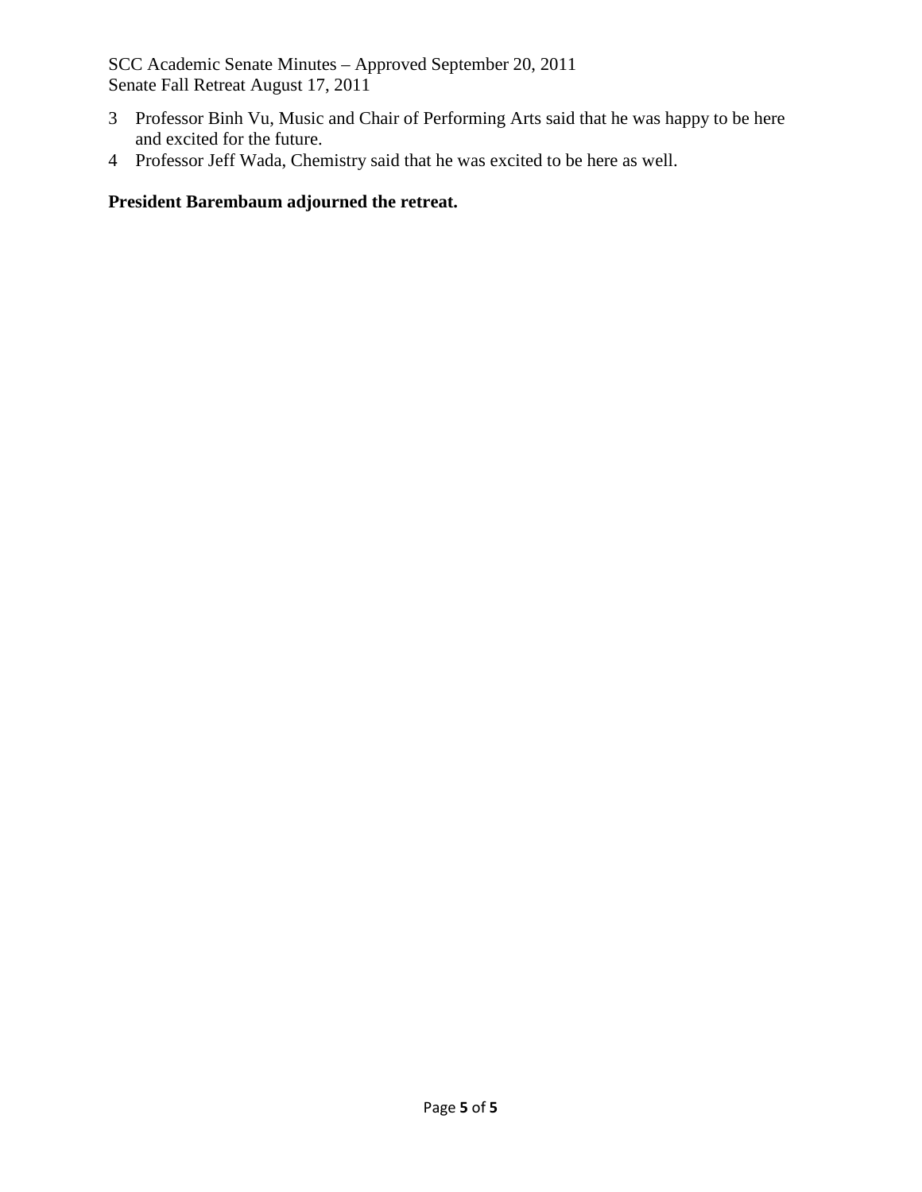3. Professor Binh Vu, Music and Chair of Performing Arts said that he was happy to be here and excited for the future.
4. Professor Jeff Wada, Chemistry said that he was excited to be here as well.

**President Barembaum adjourned the retreat.**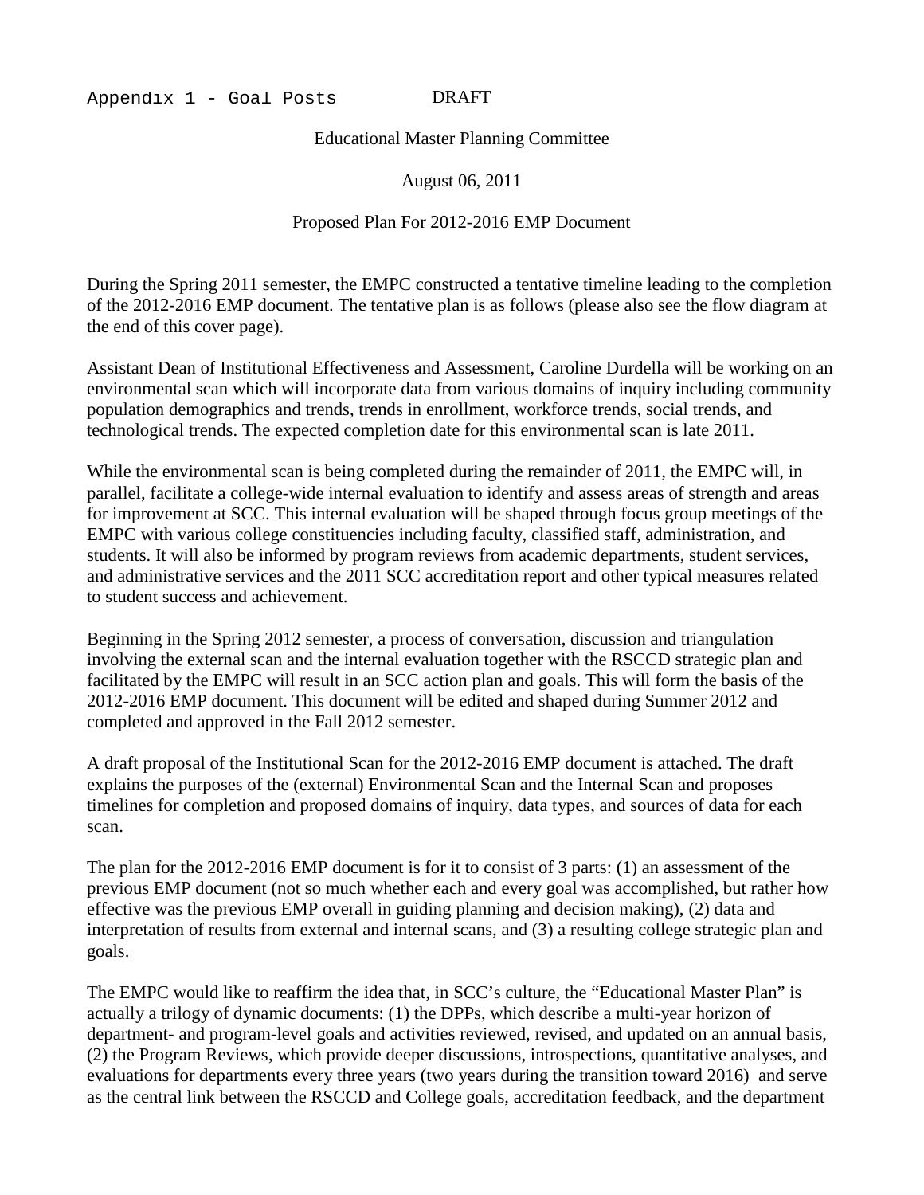Appendix 1 - Goal Posts DRAFT

Educational Master Planning Committee

August 06, 2011

Proposed Plan For 2012-2016 EMP Document

During the Spring 2011 semester, the EMPC constructed a tentative timeline leading to the completion of the 2012-2016 EMP document. The tentative plan is as follows (please also see the flow diagram at the end of this cover page).

Assistant Dean of Institutional Effectiveness and Assessment, Caroline Durdella will be working on an environmental scan which will incorporate data from various domains of inquiry including community population demographics and trends, trends in enrollment, workforce trends, social trends, and technological trends. The expected completion date for this environmental scan is late 2011.

While the environmental scan is being completed during the remainder of 2011, the EMPC will, in parallel, facilitate a college-wide internal evaluation to identify and assess areas of strength and areas for improvement at SCC. This internal evaluation will be shaped through focus group meetings of the EMPC with various college constituencies including faculty, classified staff, administration, and students. It will also be informed by program reviews from academic departments, student services, and administrative services and the 2011 SCC accreditation report and other typical measures related to student success and achievement.

Beginning in the Spring 2012 semester, a process of conversation, discussion and triangulation involving the external scan and the internal evaluation together with the RSCCD strategic plan and facilitated by the EMPC will result in an SCC action plan and goals. This will form the basis of the 2012-2016 EMP document. This document will be edited and shaped during Summer 2012 and completed and approved in the Fall 2012 semester.

A draft proposal of the Institutional Scan for the 2012-2016 EMP document is attached. The draft explains the purposes of the (external) Environmental Scan and the Internal Scan and proposes timelines for completion and proposed domains of inquiry, data types, and sources of data for each scan.

The plan for the 2012-2016 EMP document is for it to consist of 3 parts: (1) an assessment of the previous EMP document (not so much whether each and every goal was accomplished, but rather how effective was the previous EMP overall in guiding planning and decision making), (2) data and interpretation of results from external and internal scans, and (3) a resulting college strategic plan and goals.

The EMPC would like to reaffirm the idea that, in SCC's culture, the "Educational Master Plan" is actually a trilogy of dynamic documents: (1) the DPPs, which describe a multi-year horizon of department- and program-level goals and activities reviewed, revised, and updated on an annual basis, (2) the Program Reviews, which provide deeper discussions, introspections, quantitative analyses, and evaluations for departments every three years (two years during the transition toward 2016) and serve as the central link between the RSCCD and College goals, accreditation feedback, and the department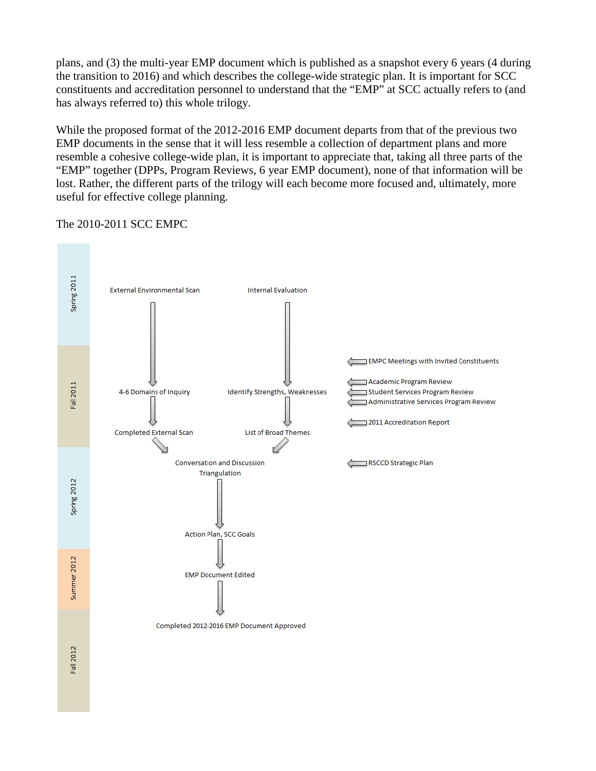plans, and (3) the multi-year EMP document which is published as a snapshot every 6 years (4 during the transition to 2016) and which describes the college-wide strategic plan. It is important for SCC constituents and accreditation personnel to understand that the "EMP" at SCC actually refers to (and has always referred to) this whole trilogy.

While the proposed format of the 2012-2016 EMP document departs from that of the previous two EMP documents in the sense that it will less resemble a collection of department plans and more resemble a cohesive college-wide plan, it is important to appreciate that, taking all three parts of the "EMP" together (DPPs, Program Reviews, 6 year EMP document), none of that information will be lost. Rather, the different parts of the trilogy will each become more focused and, ultimately, more useful for effective college planning.

The 2010-2011 SCC EMPC

Spring 2011

External Environmental Scan → 4-6 Domains of Inquiry → Completed External Scan

Internal Evaluation → Identify Strengths, Weaknesses → List of Broad Themes

Fall 2011

← EMPC Meetings with Invited Constituents

← Academic Program Review
← Student Services Program Review
← Administrative Services Program Review

← 2011 Accreditation Report

Spring 2012

Conversation and Discussion
Triangulation

← RSCCD Strategic Plan

↓

Action Plan, SCC Goals

↓

Summer 2012

EMP Document Edited

↓

Fall 2012

Completed 2012-2016 EMP Document Approved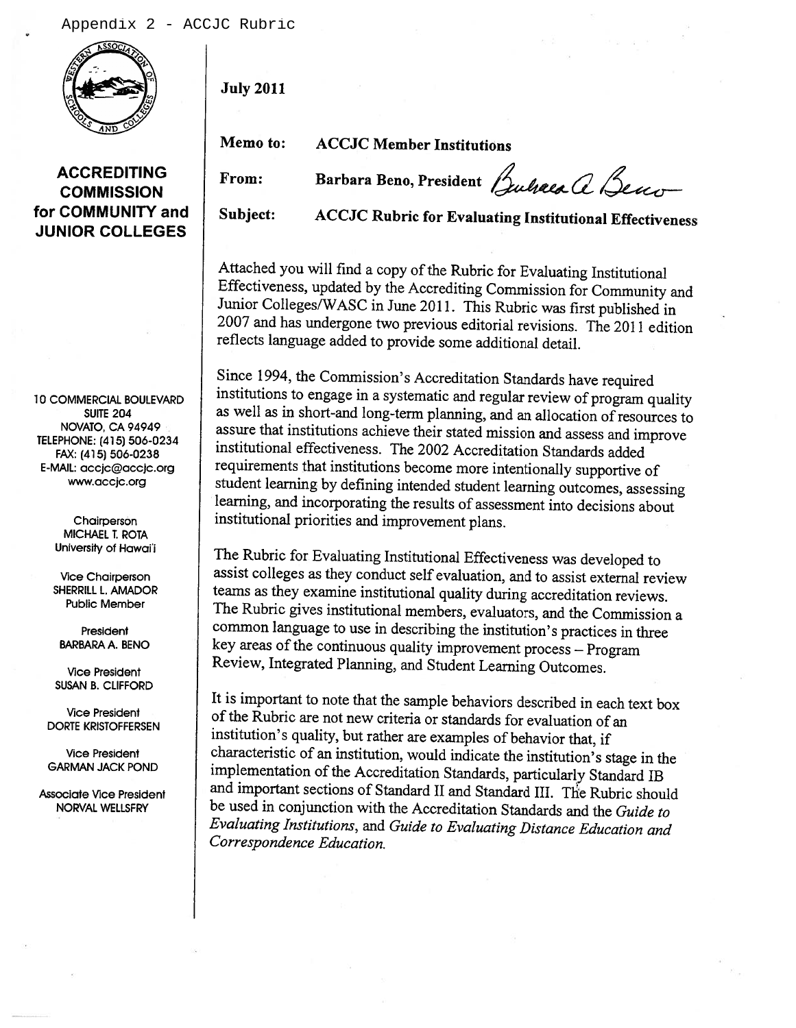Appendix 2 - ACCJC Rubric

**ACCREDITING COMMISSION for COMMUNITY and JUNIOR COLLEGES**

10 COMMERCIAL BOULEVARD
SUITE 204
NOVATO, CA 94949
TELEPHONE: (415) 506-0234
FAX: (415) 506-0238
E-MAIL: accjc@accjc.org
www.accjc.org

Chairperson
MICHAEL T. ROTA
University of Hawai'i

Vice Chairperson
SHERRILL L. AMADOR
Public Member

President
BARBARA A. BENO

Vice President
SUSAN B. CLIFFORD

Vice President
DORTE KRISTOFFERSEN

Vice President
GARMAN JACK POND

Associate Vice President
NORVAL WELLSFRY

**July 2011**

**Memo to:** **ACCJC Member Institutions**

**From:** **Barbara Beno, President**

**Subject:** **ACCJC Rubric for Evaluating Institutional Effectiveness**

Attached you will find a copy of the Rubric for Evaluating Institutional Effectiveness, updated by the Accrediting Commission for Community and Junior Colleges/WASC in June 2011. This Rubric was first published in 2007 and has undergone two previous editorial revisions. The 2011 edition reflects language added to provide some additional detail.

Since 1994, the Commission's Accreditation Standards have required institutions to engage in a systematic and regular review of program quality as well as in short-and long-term planning, and an allocation of resources to assure that institutions achieve their stated mission and assess and improve institutional effectiveness. The 2002 Accreditation Standards added requirements that institutions become more intentionally supportive of student learning by defining intended student learning outcomes, assessing learning, and incorporating the results of assessment into decisions about institutional priorities and improvement plans.

The Rubric for Evaluating Institutional Effectiveness was developed to assist colleges as they conduct self evaluation, and to assist external review teams as they examine institutional quality during accreditation reviews. The Rubric gives institutional members, evaluators, and the Commission a common language to use in describing the institution's practices in three key areas of the continuous quality improvement process – Program Review, Integrated Planning, and Student Learning Outcomes.

It is important to note that the sample behaviors described in each text box of the Rubric are not new criteria or standards for evaluation of an institution's quality, but rather are examples of behavior that, if characteristic of an institution, would indicate the institution's stage in the implementation of the Accreditation Standards, particularly Standard IB and important sections of Standard II and Standard III. The Rubric should be used in conjunction with the Accreditation Standards and the *Guide to Evaluating Institutions*, and *Guide to Evaluating Distance Education and Correspondence Education.*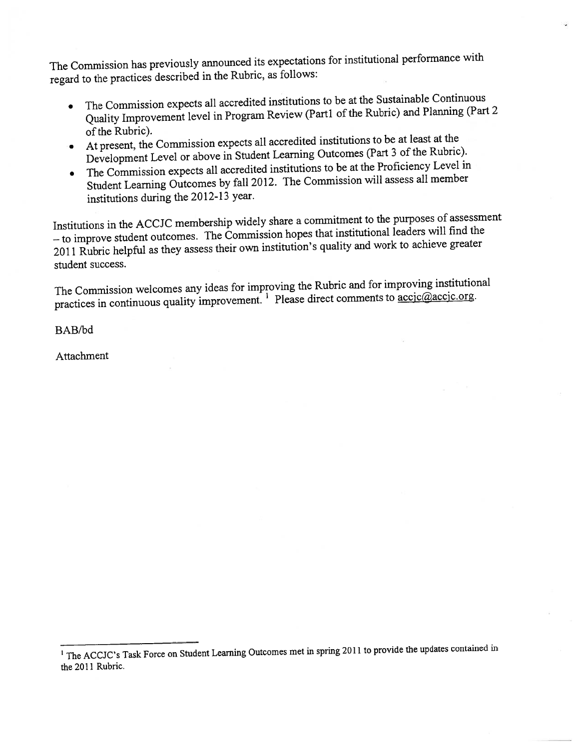The Commission has previously announced its expectations for institutional performance with regard to the practices described in the Rubric, as follows:

- The Commission expects all accredited institutions to be at the Sustainable Continuous Quality Improvement level in Program Review (Part1 of the Rubric) and Planning (Part 2 of the Rubric).
- At present, the Commission expects all accredited institutions to be at least at the Development Level or above in Student Learning Outcomes (Part 3 of the Rubric).
- The Commission expects all accredited institutions to be at the Proficiency Level in Student Learning Outcomes by fall 2012. The Commission will assess all member institutions during the 2012-13 year.

Institutions in the ACCJC membership widely share a commitment to the purposes of assessment – to improve student outcomes. The Commission hopes that institutional leaders will find the 2011 Rubric helpful as they assess their own institution's quality and work to achieve greater student success.

The Commission welcomes any ideas for improving the Rubric and for improving institutional practices in continuous quality improvement. [1] Please direct comments to accjc@accjc.org.

BAB/bd

Attachment

---

[1] The ACCJC's Task Force on Student Learning Outcomes met in spring 2011 to provide the updates contained in the 2011 Rubric.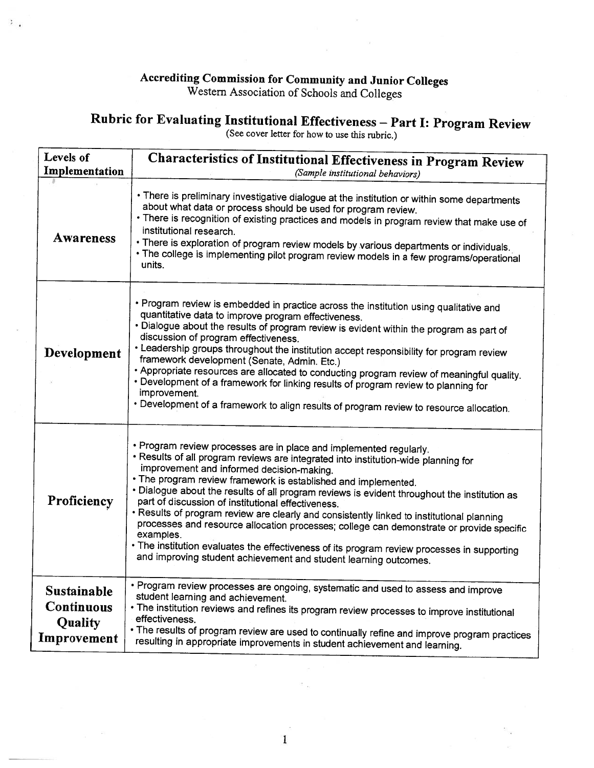**Accrediting Commission for Community and Junior Colleges**
Western Association of Schools and Colleges

# Rubric for Evaluating Institutional Effectiveness – Part I: Program Review

(See cover letter for how to use this rubric.)

| Levels of Implementation | Characteristics of Institutional Effectiveness in Program Review *(Sample institutional behaviors)* |
|---|---|
| **Awareness** | • There is preliminary investigative dialogue at the institution or within some departments about what data or process should be used for program review.<br>• There is recognition of existing practices and models in program review that make use of institutional research.<br>• There is exploration of program review models by various departments or individuals.<br>• The college is implementing pilot program review models in a few programs/operational units. |
| **Development** | • Program review is embedded in practice across the institution using qualitative and quantitative data to improve program effectiveness.<br>• Dialogue about the results of program review is evident within the program as part of discussion of program effectiveness.<br>• Leadership groups throughout the institution accept responsibility for program review framework development (Senate, Admin. Etc.)<br>• Appropriate resources are allocated to conducting program review of meaningful quality.<br>• Development of a framework for linking results of program review to planning for improvement.<br>• Development of a framework to align results of program review to resource allocation. |
| **Proficiency** | • Program review processes are in place and implemented regularly.<br>• Results of all program reviews are integrated into institution-wide planning for improvement and informed decision-making.<br>• The program review framework is established and implemented.<br>• Dialogue about the results of all program reviews is evident throughout the institution as part of discussion of institutional effectiveness.<br>• Results of program review are clearly and consistently linked to institutional planning processes and resource allocation processes; college can demonstrate or provide specific examples.<br>• The institution evaluates the effectiveness of its program review processes in supporting and improving student achievement and student learning outcomes. |
| **Sustainable Continuous Quality Improvement** | • Program review processes are ongoing, systematic and used to assess and improve student learning and achievement.<br>• The institution reviews and refines its program review processes to improve institutional effectiveness.<br>• The results of program review are used to continually refine and improve program practices resulting in appropriate improvements in student achievement and learning. |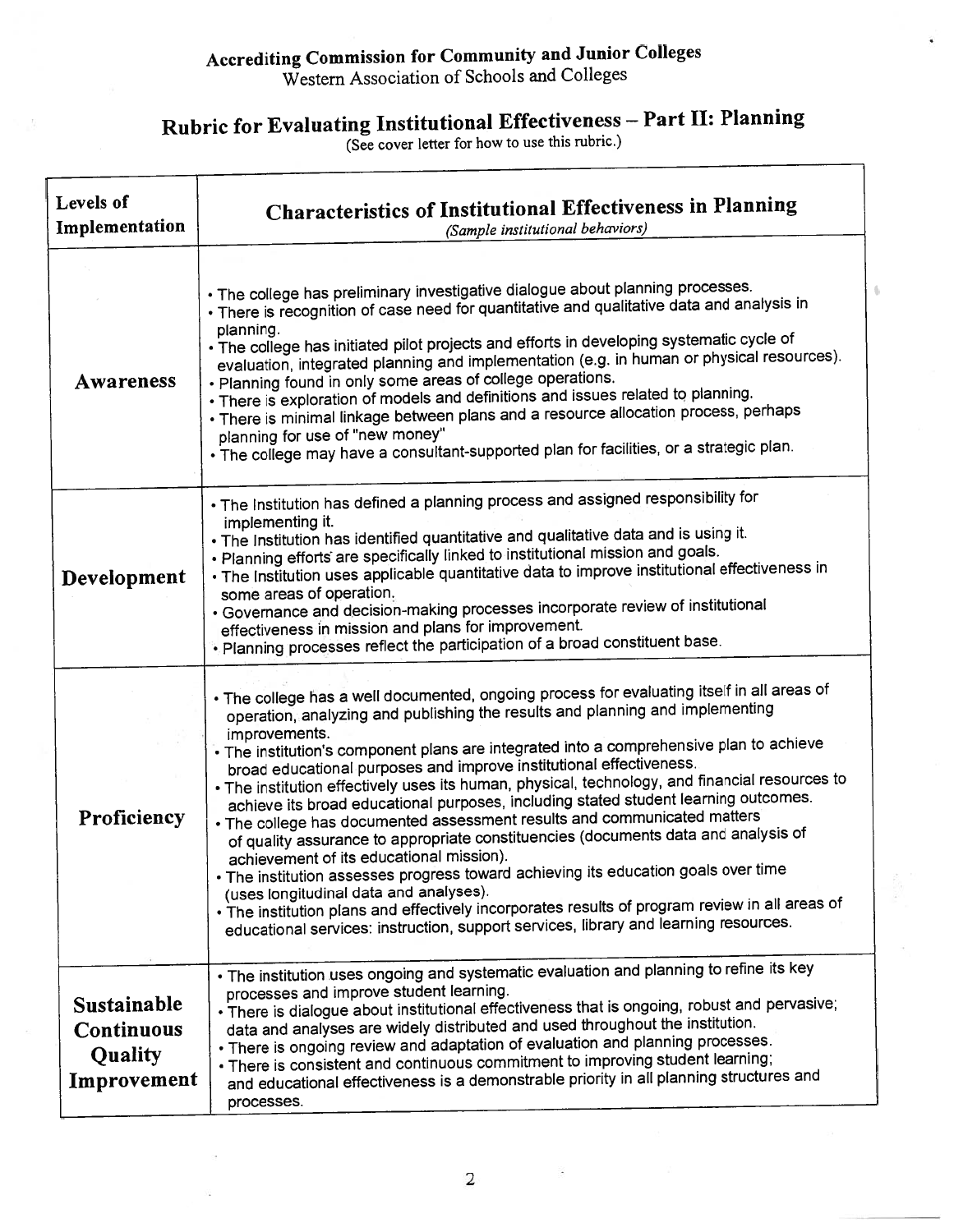Accrediting Commission for Community and Junior Colleges
Western Association of Schools and Colleges

# Rubric for Evaluating Institutional Effectiveness – Part II: Planning

(See cover letter for how to use this rubric.)

| Levels of Implementation | Characteristics of Institutional Effectiveness in Planning *(Sample institutional behaviors)* |
|---|---|
| **Awareness** | • The college has preliminary investigative dialogue about planning processes.<br>• There is recognition of case need for quantitative and qualitative data and analysis in planning.<br>• The college has initiated pilot projects and efforts in developing systematic cycle of evaluation, integrated planning and implementation (e.g. in human or physical resources).<br>• Planning found in only some areas of college operations.<br>• There is exploration of models and definitions and issues related to planning.<br>• There is minimal linkage between plans and a resource allocation process, perhaps planning for use of "new money"<br>• The college may have a consultant-supported plan for facilities, or a strategic plan. |
| **Development** | • The Institution has defined a planning process and assigned responsibility for implementing it.<br>• The Institution has identified quantitative and qualitative data and is using it.<br>• Planning efforts are specifically linked to institutional mission and goals.<br>• The Institution uses applicable quantitative data to improve institutional effectiveness in some areas of operation.<br>• Governance and decision-making processes incorporate review of institutional effectiveness in mission and plans for improvement.<br>• Planning processes reflect the participation of a broad constituent base. |
| **Proficiency** | • The college has a well documented, ongoing process for evaluating itself in all areas of operation, analyzing and publishing the results and planning and implementing improvements.<br>• The institution's component plans are integrated into a comprehensive plan to achieve broad educational purposes and improve institutional effectiveness.<br>• The institution effectively uses its human, physical, technology, and financial resources to achieve its broad educational purposes, including stated student learning outcomes.<br>• The college has documented assessment results and communicated matters of quality assurance to appropriate constituencies (documents data and analysis of achievement of its educational mission).<br>• The institution assesses progress toward achieving its education goals over time (uses longitudinal data and analyses).<br>• The institution plans and effectively incorporates results of program review in all areas of educational services: instruction, support services, library and learning resources. |
| **Sustainable Continuous Quality Improvement** | • The institution uses ongoing and systematic evaluation and planning to refine its key processes and improve student learning.<br>• There is dialogue about institutional effectiveness that is ongoing, robust and pervasive; data and analyses are widely distributed and used throughout the institution.<br>• There is ongoing review and adaptation of evaluation and planning processes.<br>• There is consistent and continuous commitment to improving student learning; and educational effectiveness is a demonstrable priority in all planning structures and processes. |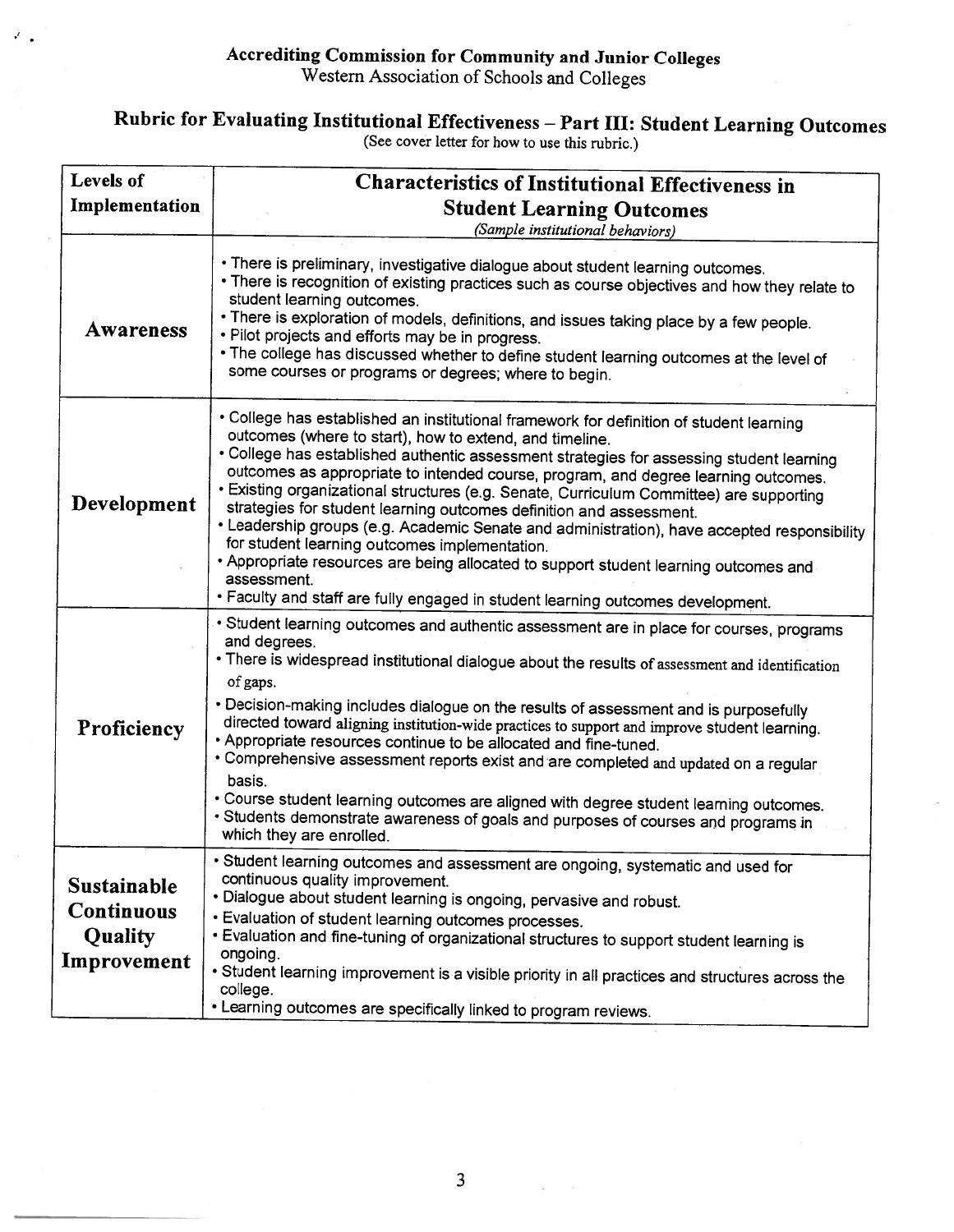**Accrediting Commission for Community and Junior Colleges**
Western Association of Schools and Colleges

# Rubric for Evaluating Institutional Effectiveness – Part III: Student Learning Outcomes

(See cover letter for how to use this rubric.)

| Levels of Implementation | Characteristics of Institutional Effectiveness in Student Learning Outcomes *(Sample institutional behaviors)* |
|---|---|
| **Awareness** | • There is preliminary, investigative dialogue about student learning outcomes.<br>• There is recognition of existing practices such as course objectives and how they relate to student learning outcomes.<br>• There is exploration of models, definitions, and issues taking place by a few people.<br>• Pilot projects and efforts may be in progress.<br>• The college has discussed whether to define student learning outcomes at the level of some courses or programs or degrees; where to begin. |
| **Development** | • College has established an institutional framework for definition of student learning outcomes (where to start), how to extend, and timeline.<br>• College has established authentic assessment strategies for assessing student learning outcomes as appropriate to intended course, program, and degree learning outcomes.<br>• Existing organizational structures (e.g. Senate, Curriculum Committee) are supporting strategies for student learning outcomes definition and assessment.<br>• Leadership groups (e.g. Academic Senate and administration), have accepted responsibility for student learning outcomes implementation.<br>• Appropriate resources are being allocated to support student learning outcomes and assessment.<br>• Faculty and staff are fully engaged in student learning outcomes development. |
| **Proficiency** | • Student learning outcomes and authentic assessment are in place for courses, programs and degrees.<br>• There is widespread institutional dialogue about the results of assessment and identification of gaps.<br>• Decision-making includes dialogue on the results of assessment and is purposefully directed toward aligning institution-wide practices to support and improve student learning.<br>• Appropriate resources continue to be allocated and fine-tuned.<br>• Comprehensive assessment reports exist and are completed and updated on a regular basis.<br>• Course student learning outcomes are aligned with degree student learning outcomes.<br>• Students demonstrate awareness of goals and purposes of courses and programs in which they are enrolled. |
| **Sustainable Continuous Quality Improvement** | • Student learning outcomes and assessment are ongoing, systematic and used for continuous quality improvement.<br>• Dialogue about student learning is ongoing, pervasive and robust.<br>• Evaluation of student learning outcomes processes.<br>• Evaluation and fine-tuning of organizational structures to support student learning is ongoing.<br>• Student learning improvement is a visible priority in all practices and structures across the college.<br>• Learning outcomes are specifically linked to program reviews. |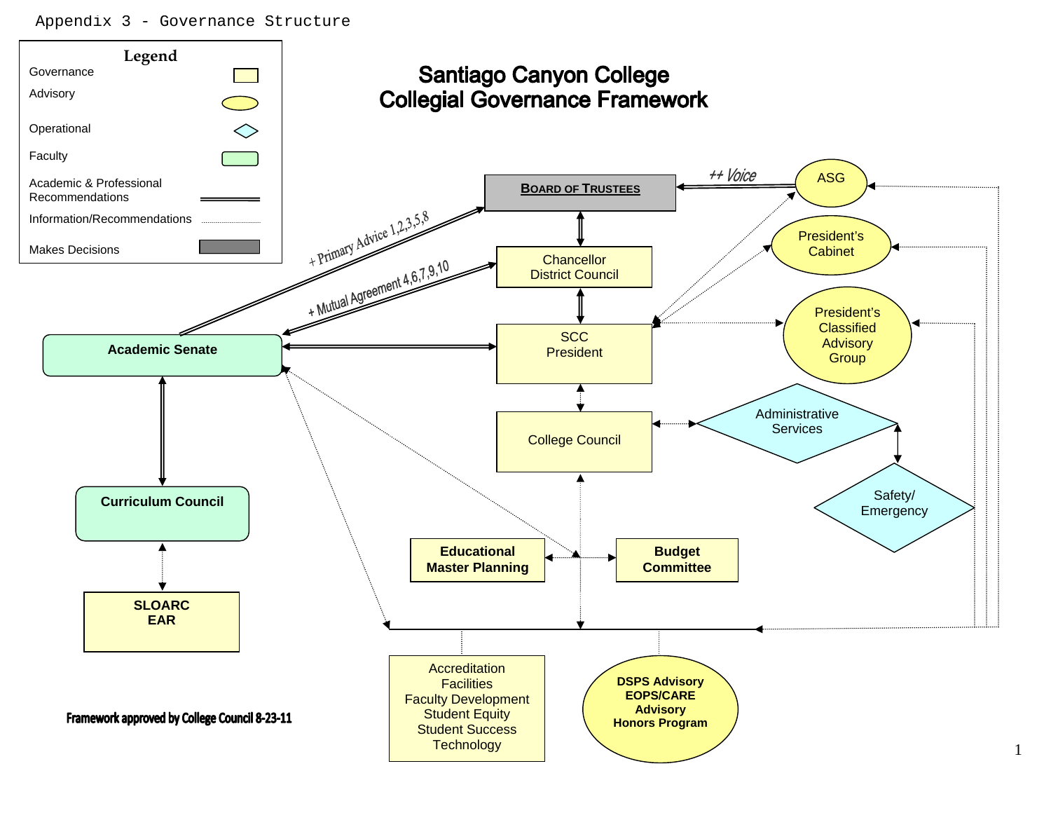Appendix 3 - Governance Structure

**Legend**

- Governance
- Advisory
- Operational
- Faculty
- Academic & Professional Recommendations
- Information/Recommendations
- Makes Decisions

# Santiago Canyon College Collegial Governance Framework

**Board of Trustees**

++ Voice

ASG

President's Cabinet

Chancellor District Council

+ Primary Advice 1,2,3,5,8

+ Mutual Agreement 4,6,7,9,10

**Academic Senate**

SCC President

President's Classified Advisory Group

College Council

Administrative Services

Safety/ Emergency

**Curriculum Council**

**SLOARC EAR**

**Educational Master Planning**

**Budget Committee**

Accreditation
Facilities
Faculty Development
Student Equity
Student Success
Technology

**DSPS Advisory**
**EOPS/CARE Advisory**
**Honors Program**

**Framework approved by College Council 8-23-11**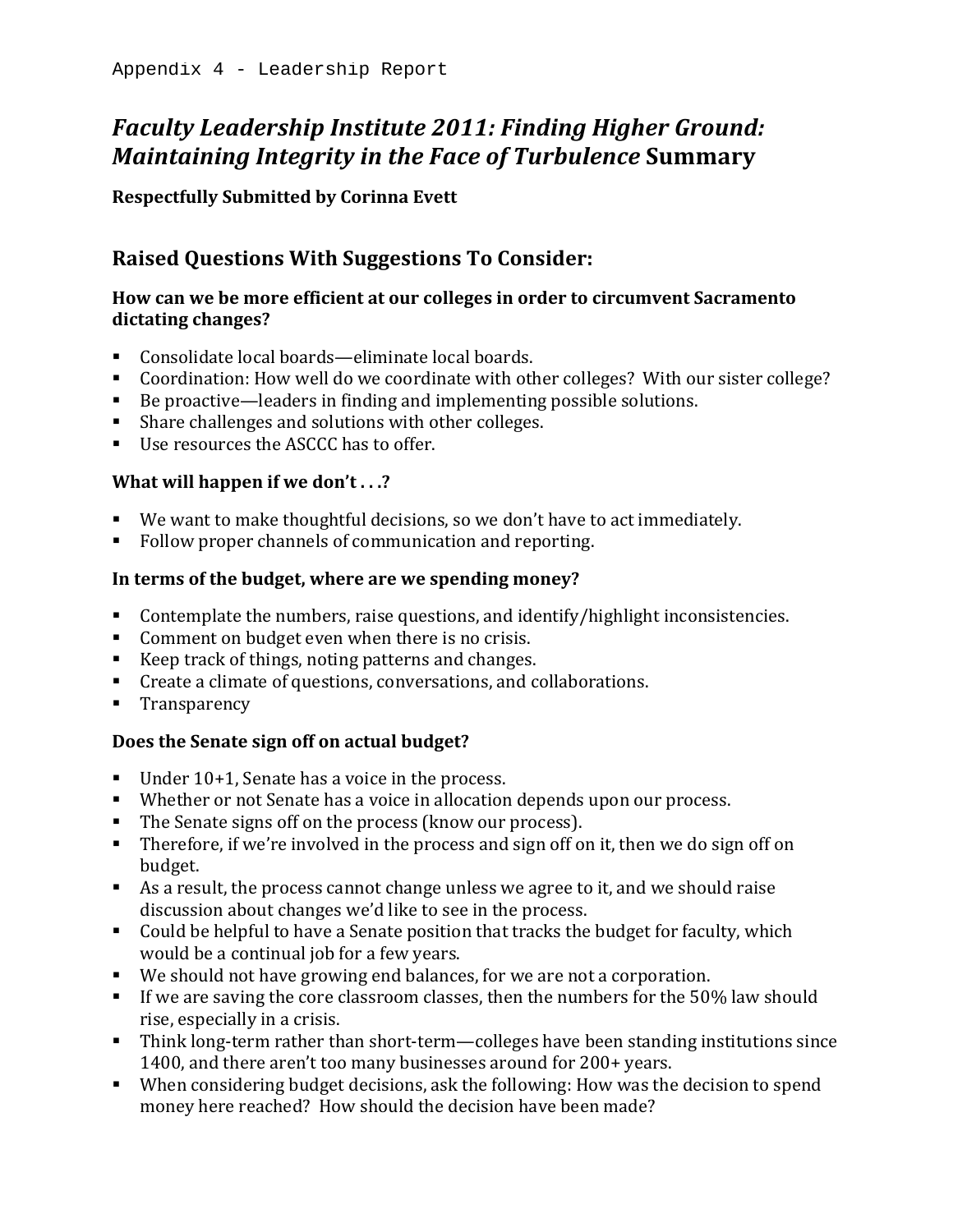Appendix 4 - Leadership Report

# *Faculty Leadership Institute 2011: Finding Higher Ground: Maintaining Integrity in the Face of Turbulence* Summary

**Respectfully Submitted by Corinna Evett**

## Raised Questions With Suggestions To Consider:

### How can we be more efficient at our colleges in order to circumvent Sacramento dictating changes?

- Consolidate local boards—eliminate local boards.
- Coordination: How well do we coordinate with other colleges? With our sister college?
- Be proactive—leaders in finding and implementing possible solutions.
- Share challenges and solutions with other colleges.
- Use resources the ASCCC has to offer.

### What will happen if we don't . . .?

- We want to make thoughtful decisions, so we don't have to act immediately.
- Follow proper channels of communication and reporting.

### In terms of the budget, where are we spending money?

- Contemplate the numbers, raise questions, and identify/highlight inconsistencies.
- Comment on budget even when there is no crisis.
- Keep track of things, noting patterns and changes.
- Create a climate of questions, conversations, and collaborations.
- Transparency

### Does the Senate sign off on actual budget?

- Under 10+1, Senate has a voice in the process.
- Whether or not Senate has a voice in allocation depends upon our process.
- The Senate signs off on the process (know our process).
- Therefore, if we're involved in the process and sign off on it, then we do sign off on budget.
- As a result, the process cannot change unless we agree to it, and we should raise discussion about changes we'd like to see in the process.
- Could be helpful to have a Senate position that tracks the budget for faculty, which would be a continual job for a few years.
- We should not have growing end balances, for we are not a corporation.
- If we are saving the core classroom classes, then the numbers for the 50% law should rise, especially in a crisis.
- Think long-term rather than short-term—colleges have been standing institutions since 1400, and there aren't too many businesses around for 200+ years.
- When considering budget decisions, ask the following: How was the decision to spend money here reached? How should the decision have been made?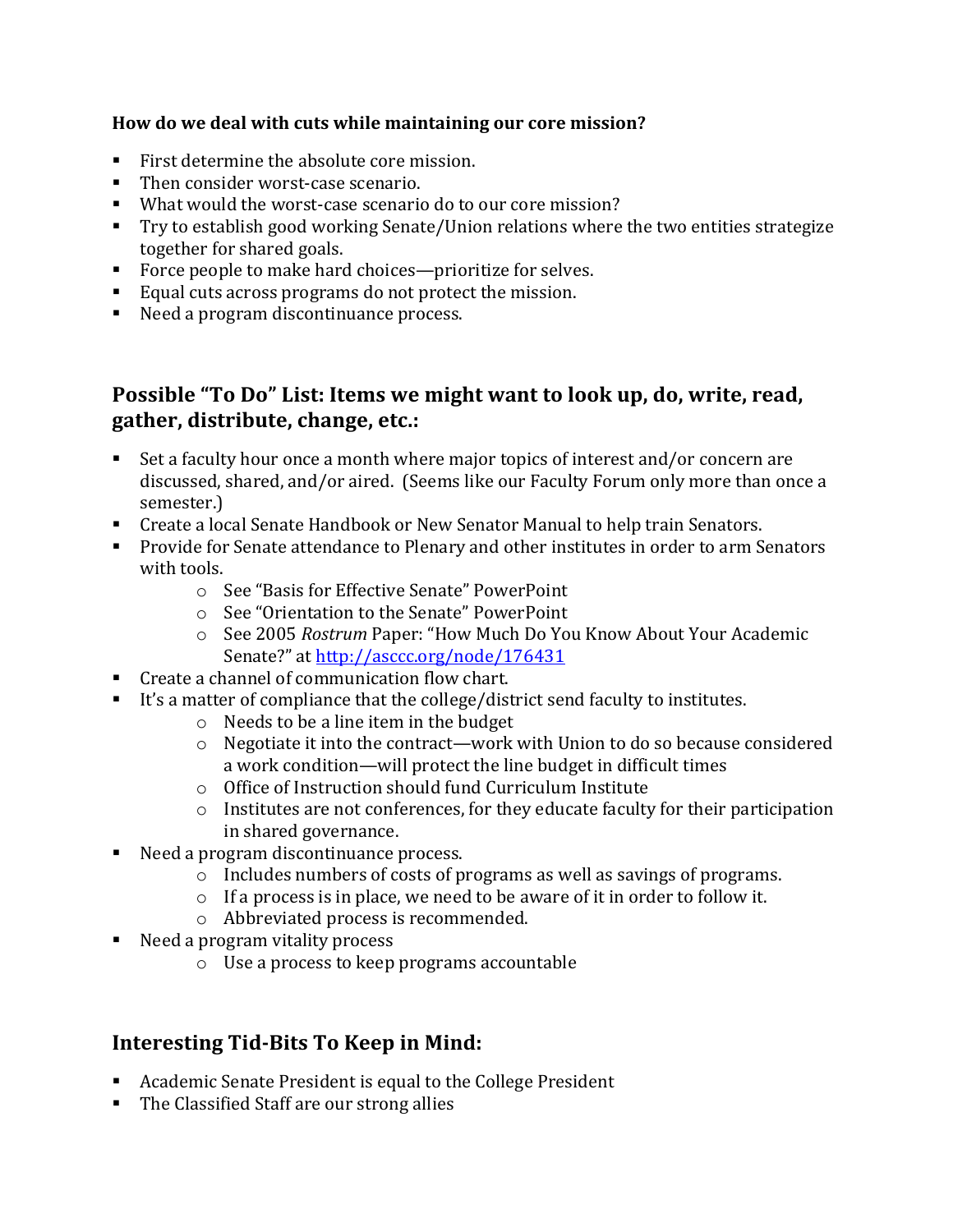**How do we deal with cuts while maintaining our core mission?**

- First determine the absolute core mission.
- Then consider worst-case scenario.
- What would the worst-case scenario do to our core mission?
- Try to establish good working Senate/Union relations where the two entities strategize together for shared goals.
- Force people to make hard choices—prioritize for selves.
- Equal cuts across programs do not protect the mission.
- Need a program discontinuance process.

## Possible "To Do" List: Items we might want to look up, do, write, read, gather, distribute, change, etc.:

- Set a faculty hour once a month where major topics of interest and/or concern are discussed, shared, and/or aired. (Seems like our Faculty Forum only more than once a semester.)
- Create a local Senate Handbook or New Senator Manual to help train Senators.
- Provide for Senate attendance to Plenary and other institutes in order to arm Senators with tools.
  - See "Basis for Effective Senate" PowerPoint
  - See "Orientation to the Senate" PowerPoint
  - See 2005 *Rostrum* Paper: "How Much Do You Know About Your Academic Senate?" at http://asccc.org/node/176431
- Create a channel of communication flow chart.
- It's a matter of compliance that the college/district send faculty to institutes.
  - Needs to be a line item in the budget
  - Negotiate it into the contract—work with Union to do so because considered a work condition—will protect the line budget in difficult times
  - Office of Instruction should fund Curriculum Institute
  - Institutes are not conferences, for they educate faculty for their participation in shared governance.
- Need a program discontinuance process.
  - Includes numbers of costs of programs as well as savings of programs.
  - If a process is in place, we need to be aware of it in order to follow it.
  - Abbreviated process is recommended.
- Need a program vitality process
  - Use a process to keep programs accountable

## Interesting Tid-Bits To Keep in Mind:

- Academic Senate President is equal to the College President
- The Classified Staff are our strong allies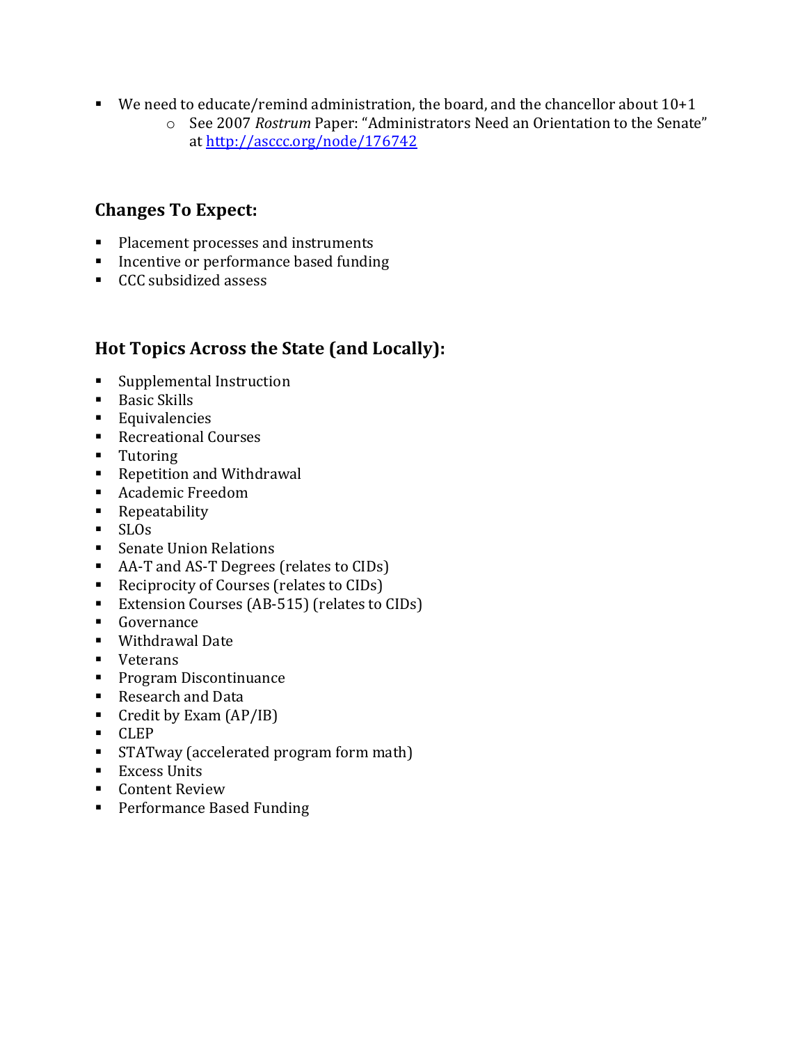- We need to educate/remind administration, the board, and the chancellor about 10+1
    - See 2007 *Rostrum* Paper: "Administrators Need an Orientation to the Senate" at [http://asccc.org/node/176742](http://asccc.org/node/176742)

## Changes To Expect:

- Placement processes and instruments
- Incentive or performance based funding
- CCC subsidized assess

## Hot Topics Across the State (and Locally):

- Supplemental Instruction
- Basic Skills
- Equivalencies
- Recreational Courses
- Tutoring
- Repetition and Withdrawal
- Academic Freedom
- Repeatability
- SLOs
- Senate Union Relations
- AA-T and AS-T Degrees (relates to CIDs)
- Reciprocity of Courses (relates to CIDs)
- Extension Courses (AB-515) (relates to CIDs)
- Governance
- Withdrawal Date
- Veterans
- Program Discontinuance
- Research and Data
- Credit by Exam (AP/IB)
- CLEP
- STATway (accelerated program form math)
- Excess Units
- Content Review
- Performance Based Funding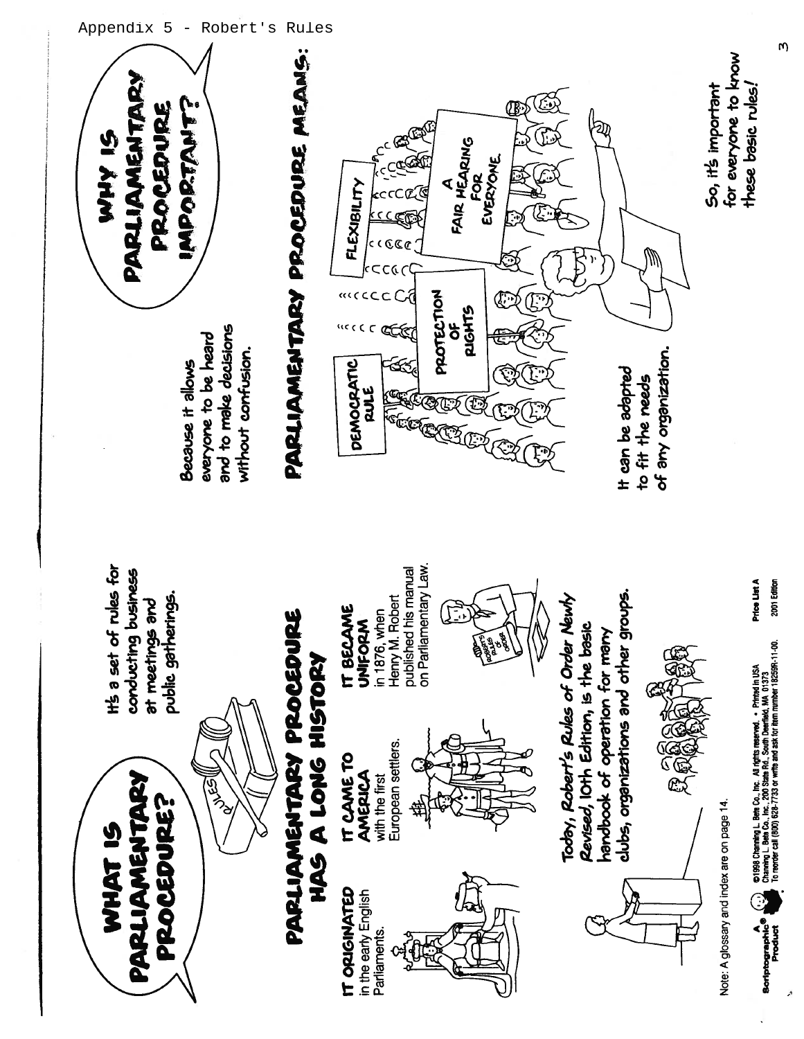Appendix 5 - Robert's Rules

# WHAT IS PARLIAMENTARY PROCEDURE?

It's a set of rules for conducting business at meetings and public gatherings.

## PARLIAMENTARY PROCEDURE HAS A LONG HISTORY

**IT ORIGINATED** in the early English Parliaments.

**IT CAME TO AMERICA** with the first European settlers.

**IT BECAME UNIFORM** in 1876, when Henry M. Robert published his manual on Parliamentary Law.

Today, *Robert's Rules of Order Newly Revised*, 10th Edition, is the basic handbook of operation for many clubs, organizations and other groups.

# WHY IS PARLIAMENTARY PROCEDURE IMPORTANT?

Because it allows everyone to be heard and to make decisions without confusion.

## PARLIAMENTARY PROCEDURE MEANS:

- DEMOCRATIC RULE
- FLEXIBILITY
- PROTECTION OF RIGHTS
- A FAIR HEARING FOR EVERYONE

It can be adapted to fit the needs of any organization.

So, it's important for everyone to know these basic rules!

Note: A glossary and index are on page 14.

A Scriptographic® Product

©1998 Channing L. Bete Co., Inc. All rights reserved. • Printed in USA
Channing L. Bete Co., Inc., 200 State Rd., South Deerfield, MA 01373
To reorder call (800) 628-7733 or write and ask for item number 18259R-11-00.

Price List A
2001 Edition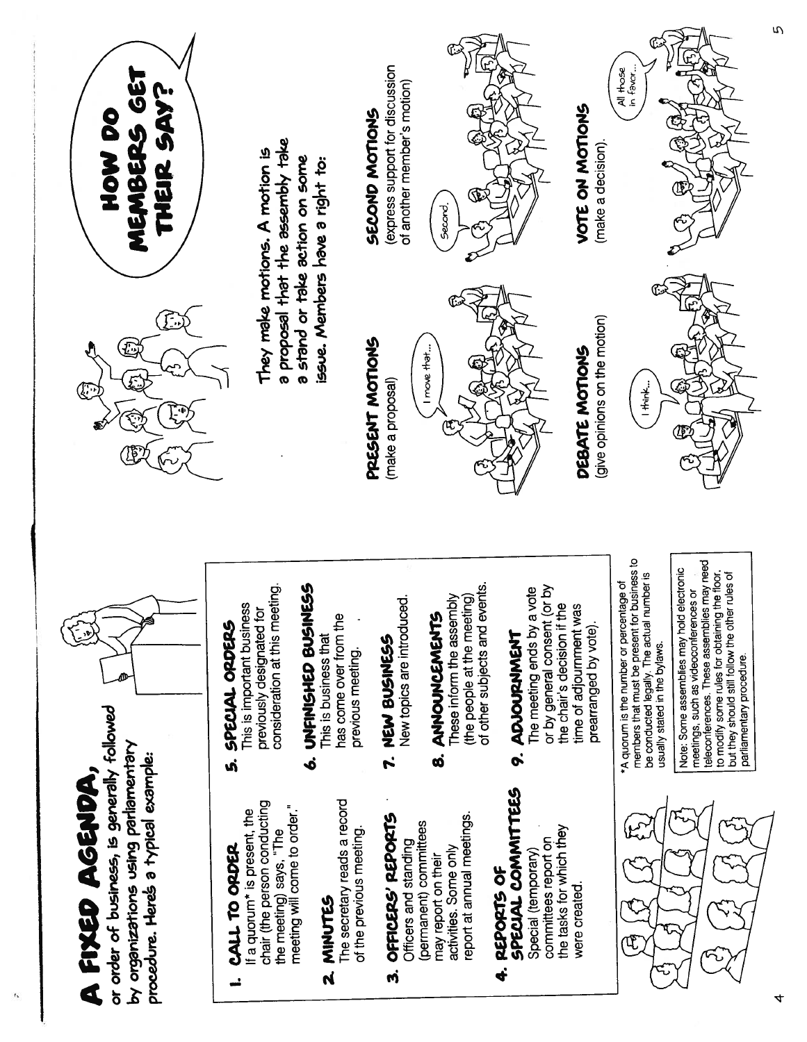# A FIXED AGENDA,

or order of business, is generally followed by organizations using parliamentary procedure. Here's a typical example:

1. **CALL TO ORDER**
   If a quorum* is present, the chair (the person conducting the meeting) says, "The meeting will come to order."

2. **MINUTES**
   The secretary reads a record of the previous meeting.

3. **OFFICERS' REPORTS**
   Officers and standing (permanent) committees may report on their activities. Some only report at annual meetings.

4. **REPORTS OF SPECIAL COMMITTEES**
   Special (temporary) committees report on the tasks for which they were created.

5. **SPECIAL ORDERS**
   This is important business previously designated for consideration at this meeting.

6. **UNFINISHED BUSINESS**
   This is business that has come over from the previous meeting.

7. **NEW BUSINESS**
   New topics are introduced.

8. **ANNOUNCEMENTS**
   These inform the assembly (the people at the meeting) of other subjects and events.

9. **ADJOURNMENT**
   The meeting ends by a vote or by general consent (or by the chair's decision if the time of adjournment was prearranged by vote).

*A quorum is the number or percentage of members that must be present for business to be conducted legally. The actual number is usually stated in the bylaws.

Note: Some assemblies may hold electronic meetings, such as videoconferences or teleconferences. These assemblies may need to modify some rules for obtaining the floor, but they should still follow the other rules of parliamentary procedure.

# HOW DO MEMBERS GET THEIR SAY?

They make motions. A motion is a proposal that the assembly take a stand or take action on some issue. Members have a right to:

**PRESENT MOTIONS**
(make a proposal)

**SECOND MOTIONS**
(express support for discussion of another member's motion)

**DEBATE MOTIONS**
(give opinions on the motion)

**VOTE ON MOTIONS**
(make a decision).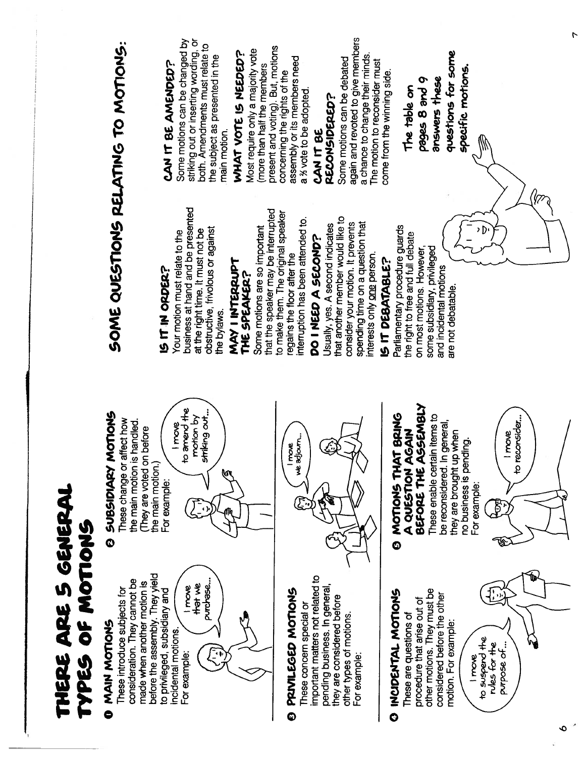# THERE ARE 5 GENERAL TYPES OF MOTIONS

## ❶ MAIN MOTIONS

These introduce subjects for consideration. They cannot be made when another motion is before the assembly. They yield to privileged, subsidiary and incidental motions. For example:

"I move that we purchase..."

## ❷ SUBSIDIARY MOTIONS

These change or affect how the main motion is handled. (They are voted on before the main motion.) For example:

"I move to amend the motion by striking out..."

## ❸ PRIVILEGED MOTIONS

These concern special or important matters not related to pending business. In general, they are considered before other types of motions. For example:

"I move we adjourn..."

## ❹ INCIDENTAL MOTIONS

These are questions of procedure that arise out of other motions. They must be considered before the other motion. For example:

"I move to suspend the rules for the purpose of..."

## ❺ MOTIONS THAT BRING A QUESTION AGAIN BEFORE THE ASSEMBLY

These enable certain items to be reconsidered. In general, they are brought up when no business is pending. For example:

"I move to reconsider..."

# SOME QUESTIONS RELATING TO MOTIONS:

### IS IT IN ORDER?

Your motion must relate to the business at hand and be presented at the right time. It must not be obstructive, frivolous or against the bylaws.

### MAY I INTERRUPT THE SPEAKER?

Some motions are so important that the speaker may be interrupted to make them. The original speaker regains the floor after the interruption has been attended to.

### DO I NEED A SECOND?

Usually, yes. A second indicates that another member would like to consider your motion. It prevents spending time on a question that interests only one person.

### IS IT DEBATABLE?

Parliamentary procedure guards the right to free and full debate on most motions. However, some subsidiary, privileged and incidental motions are not debatable.

### CAN IT BE AMENDED?

Some motions can be changed by striking out or inserting wording, or both. Amendments must relate to the subject as presented in the main motion.

### WHAT VOTE IS NEEDED?

Most require only a majority vote (more than half the members present and voting). But, motions concerning the rights of the assembly or its members need a ⅔ vote to be adopted.

### CAN IT BE RECONSIDERED?

Some motions can be debated again and revoted to give members a chance to change their minds. The motion to reconsider must come from the winning side.

*The table on pages 8 and 9 answers these questions for some specific motions.*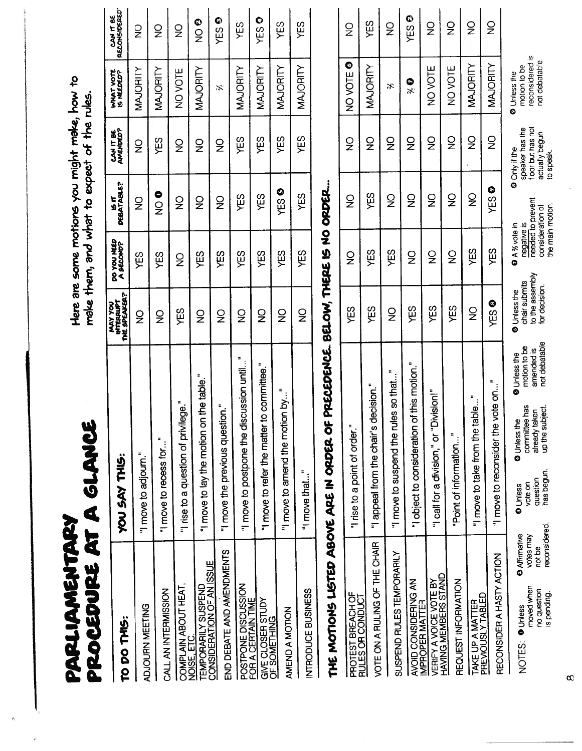# PARLIAMENTARY PROCEDURE AT A GLANCE

Here are some motions you might make, how to make them, and what to expect of the rules.

| TO DO THIS: | YOU SAY THIS: | MAY YOU INTERRUPT THE SPEAKER? | DO YOU NEED A SECOND? | IS IT DEBATABLE? | CAN IT BE AMENDED? | WHAT VOTE IS NEEDED? | CAN IT BE RECONSIDERED? |
|---|---|---|---|---|---|---|---|
| ADJOURN MEETING | "I move to adjourn." | NO | YES | NO | NO | MAJORITY | NO |
| CALL AN INTERMISSION | "I move to recess for..." | NO | YES | NO ❶ | YES | MAJORITY | NO |
| COMPLAIN ABOUT HEAT, NOISE, ETC. | "I rise to a question of privilege." | YES | NO | NO | NO | NO VOTE | NO |
| TEMPORARILY SUSPEND CONSIDERATION OF AN ISSUE | "I move to lay the motion on the table." | NO | YES | NO | NO | MAJORITY | NO ❷ |
| END DEBATE AND AMENDMENTS | "I move the previous question." | NO | YES | NO | NO | ⅔ | YES ❸ |
| POSTPONE DISCUSSION FOR A CERTAIN TIME | "I move to postpone the discussion until..." | NO | YES | YES | YES | MAJORITY | YES |
| GIVE CLOSER STUDY OF SOMETHING | "I move to refer the matter to committee." | NO | YES | YES | YES | MAJORITY | YES ❹ |
| AMEND A MOTION | "I move to amend the motion by..." | NO | YES | YES ❺ | YES | MAJORITY | YES |
| INTRODUCE BUSINESS | "I move that..." | NO | YES | YES | YES | MAJORITY | YES |

## THE MOTIONS LISTED ABOVE ARE IN ORDER OF PRECEDENCE. BELOW, THERE IS NO ORDER...

| TO DO THIS: | YOU SAY THIS: | MAY YOU INTERRUPT THE SPEAKER? | DO YOU NEED A SECOND? | IS IT DEBATABLE? | CAN IT BE AMENDED? | WHAT VOTE IS NEEDED? | CAN IT BE RECONSIDERED? |
|---|---|---|---|---|---|---|---|
| PROTEST BREACH OF RULES OR CONDUCT | "I rise to a point of order." | YES | NO | NO | NO | NO VOTE ❻ | NO |
| VOTE ON A RULING OF THE CHAIR | "I appeal from the chair's decision." | YES | YES | YES | NO | MAJORITY | YES |
| SUSPEND RULES TEMPORARILY | "I move to suspend the rules so that..." | NO | YES | NO | NO | ⅔ | NO |
| AVOID CONSIDERING AN IMPROPER MATTER | "I object to consideration of this motion." | YES | NO | NO | NO | ⅔ ❼ | YES ❸ |
| VERIFY A VOICE VOTE BY HAVING MEMBERS STAND | "I call for a division," or "Division!" | YES | NO | NO | NO | NO VOTE | NO |
| REQUEST INFORMATION | "Point of information..." | YES | NO | NO | NO | NO VOTE | NO |
| TAKE UP A MATTER PREVIOUSLY TABLED | "I move to take from the table..." | NO | YES | NO | NO | MAJORITY | NO |
| RECONSIDER A HASTY ACTION | "I move to reconsider the vote on..." | YES ❽ | YES | YES ❾ | NO | MAJORITY | NO |

NOTES:

❶ Unless moved when no question is pending.

❷ Affirmative votes may not be reconsidered.

❸ Unless vote on question has begun.

❹ Unless the committee has already taken up the subject.

❺ Unless the motion to be amended is not debatable

❻ Unless the chair submits to the assembly for decision.

❼ A ⅔ vote in negative is needed to prevent consideration of the main motion.

❽ Only if the speaker has the floor but has not actually begun to speak.

❾ Unless the motion to be reconsidered is not debatable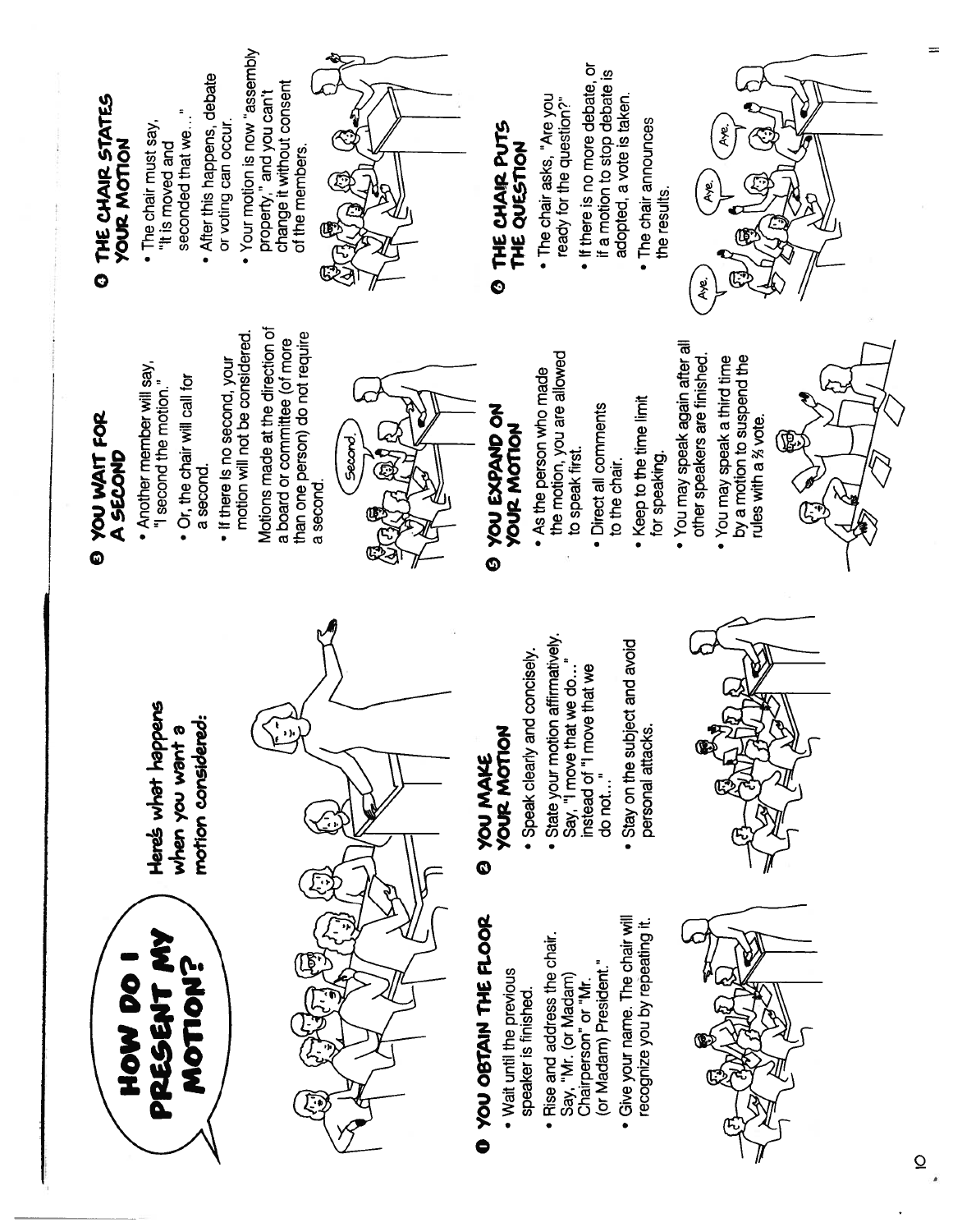# HOW DO I PRESENT MY MOTION?

**Here's what happens when you want a motion considered:**

## 1 YOU OBTAIN THE FLOOR

- Wait until the previous speaker is finished.
- Rise and address the chair. Say, "Mr. (or Madam) Chairperson" or "Mr. (or Madam) President."
- Give your name. The chair will recognize you by repeating it.

## 2 YOU MAKE YOUR MOTION

- Speak clearly and concisely.
- State your motion affirmatively. Say, "I move that we do…" instead of "I move that we do not…"
- Stay on the subject and avoid personal attacks.

## 3 YOU WAIT FOR A SECOND

- Another member will say, "I second the motion."
- Or, the chair will call for a second.
- If there is no second, your motion will not be considered.

Motions made at the direction of a board or committee (of more than one person) do not require a second.

## 4 THE CHAIR STATES YOUR MOTION

- The chair must say, "It is moved and seconded that we…"
- After this happens, debate or voting can occur.
- Your motion is now "assembly property," and you can't change it without consent of the members.

## 5 YOU EXPAND ON YOUR MOTION

- As the person who made the motion, you are allowed to speak first.
- Direct all comments to the chair.
- Keep to the time limit for speaking.
- You may speak again after all other speakers are finished.
- You may speak a third time by a motion to suspend the rules with a ⅔ vote.

## 6 THE CHAIR PUTS THE QUESTION

- The chair asks, "Are you ready for the question?"
- If there is no more debate, or if a motion to stop debate is adopted, a vote is taken.
- The chair announces the results.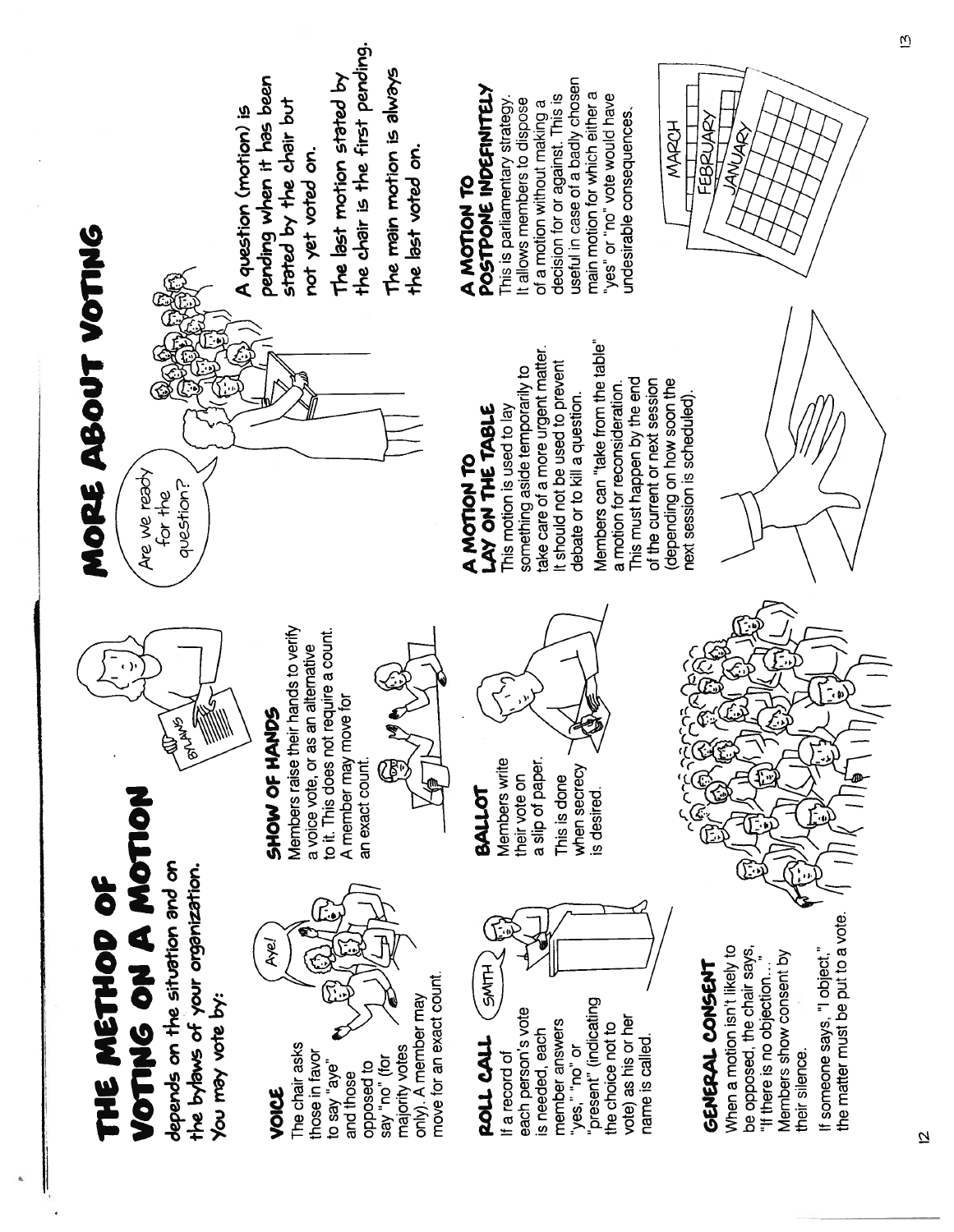# THE METHOD OF VOTING ON A MOTION

**depends on the situation and on the bylaws of your organization. You may vote by:**

### VOICE

The chair asks those in favor to say "aye" and those opposed to say "no" (for majority votes only). A member may move for an exact count.

### SHOW OF HANDS

Members raise their hands to verify a voice vote, or as an alternative to it. This does not require a count. A member may move for an exact count.

### ROLL CALL

If a record of each person's vote is needed, each member answers "yes," "no" or "present" (indicating the choice not to vote) as his or her name is called.

### BALLOT

Members write their vote on a slip of paper.

This is done when secrecy is desired.

### GENERAL CONSENT

When a motion isn't likely to be opposed, the chair says, "If there is no objection…" Members show consent by their silence.

If someone says, "I object," the matter must be put to a vote.

# MORE ABOUT VOTING

**A question (motion) is pending when it has been stated by the chair but not yet voted on.**

**The last motion stated by the chair is the first pending.**

**The main motion is always the last voted on.**

### A MOTION TO LAY ON THE TABLE

This motion is used to lay something aside temporarily to take care of a more urgent matter. It should not be used to prevent debate or to kill a question.

Members can "take from the table" a motion for reconsideration. This must happen by the end of the current or next session (depending on how soon the next session is scheduled).

### A MOTION TO POSTPONE INDEFINITELY

This is parliamentary strategy. It allows members to dispose of a motion without making a decision for or against. This is useful in case of a badly chosen main motion for which either a "yes" or "no" vote would have undesirable consequences.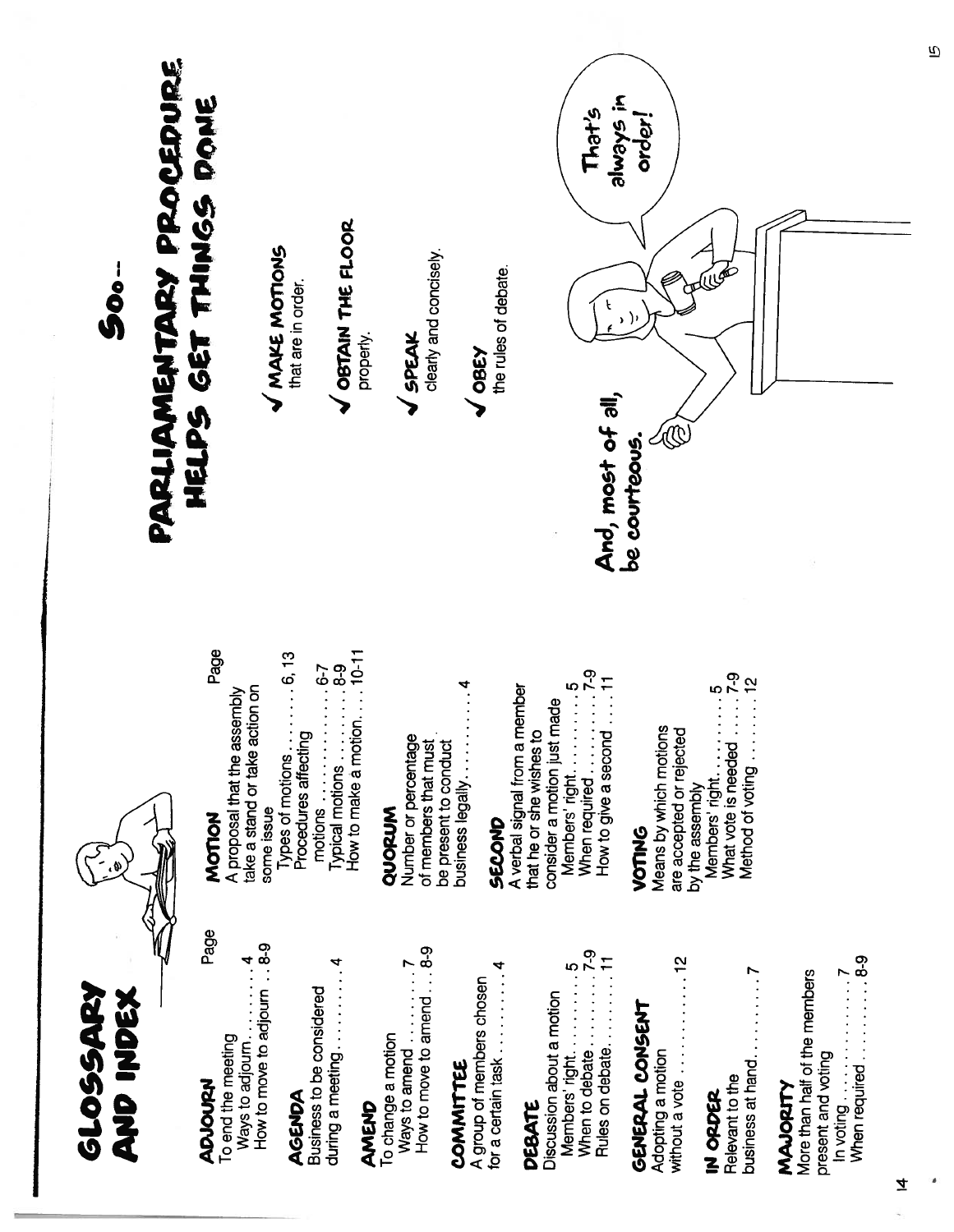# GLOSSARY AND INDEX

Page

**ADJOURN**
To end the meeting
Ways to adjourn . . . . . . . . . 4
How to move to adjourn . . 8-9

**AGENDA**
Business to be considered during a meeting . . . . . . . . . . 4

**AMEND**
To change a motion
Ways to amend . . . . . . . . . 7
How to move to amend . . . 8-9

**COMMITTEE**
A group of members chosen for a certain task . . . . . . . . . . 4

**DEBATE**
Discussion about a motion
Members' right . . . . . . . . . 5
When to debate . . . . . . . . 7-9
Rules on debate . . . . . . . . 11

**GENERAL CONSENT**
Adopting a motion without a vote . . . . . . . . . . . . . 12

**IN ORDER**
Relevant to the business at hand . . . . . . . . . . 7

**MAJORITY**
More than half of the members present and voting
In voting . . . . . . . . . . . . . . 7
When required . . . . . . . . . 8-9

Page

**MOTION**
A proposal that the assembly take a stand or take action on some issue
Types of motions . . . . . . . . 6, 13
Procedures affecting motions . . . . . . . . . . . . . . . 6-7
Typical motions . . . . . . . . . 8-9
How to make a motion . . . . 10-11

**QUORUM**
Number or percentage of members that must be present to conduct business legally . . . . . . . . . . 4

**SECOND**
A verbal signal from a member that he or she wishes to consider a motion just made
Members' right . . . . . . . . . . 5
When required . . . . . . . . . . 7-9
How to give a second . . . . . 11

**VOTING**
Means by which motions are accepted or rejected by the assembly
Members' right . . . . . . . . . . 5
What vote is needed . . . . . . 7-9
Method of voting . . . . . . . . 12

# Soo--

# PARLIAMENTARY PROCEDURE HELPS GET THINGS DONE

✓ **MAKE MOTIONS** that are in order.

✓ **OBTAIN THE FLOOR** properly.

✓ **SPEAK** clearly and concisely.

✓ **OBEY** the rules of debate.

**And, most of all, be courteous.**

That's always in order!